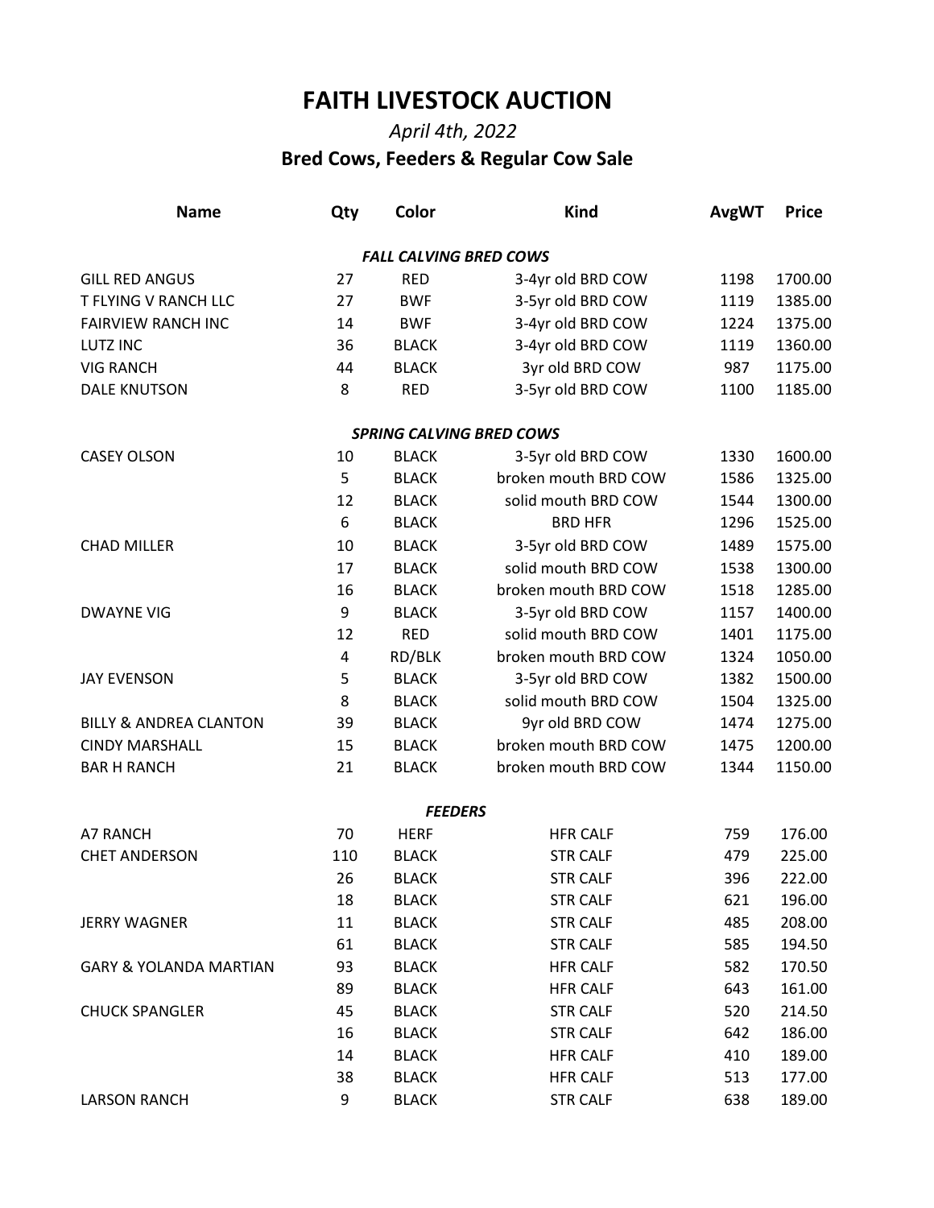# FAITH LIVESTOCK AUCTION

*April 4th, 2022*

**Bred Cows, Feeders & Regular Cow Sale**

| Name | Qty | Color | Kind | AvgWT | Price |
|---|---|---|---|---|---|
| | | | ***FALL CALVING BRED COWS*** | | |
| GILL RED ANGUS | 27 | RED | 3-4yr old BRD COW | 1198 | 1700.00 |
| T FLYING V RANCH LLC | 27 | BWF | 3-5yr old BRD COW | 1119 | 1385.00 |
| FAIRVIEW RANCH INC | 14 | BWF | 3-4yr old BRD COW | 1224 | 1375.00 |
| LUTZ INC | 36 | BLACK | 3-4yr old BRD COW | 1119 | 1360.00 |
| VIG RANCH | 44 | BLACK | 3yr old BRD COW | 987 | 1175.00 |
| DALE KNUTSON | 8 | RED | 3-5yr old BRD COW | 1100 | 1185.00 |
| | | | ***SPRING CALVING BRED COWS*** | | |
| CASEY OLSON | 10 | BLACK | 3-5yr old BRD COW | 1330 | 1600.00 |
| | 5 | BLACK | broken mouth BRD COW | 1586 | 1325.00 |
| | 12 | BLACK | solid mouth BRD COW | 1544 | 1300.00 |
| | 6 | BLACK | BRD HFR | 1296 | 1525.00 |
| CHAD MILLER | 10 | BLACK | 3-5yr old BRD COW | 1489 | 1575.00 |
| | 17 | BLACK | solid mouth BRD COW | 1538 | 1300.00 |
| | 16 | BLACK | broken mouth BRD COW | 1518 | 1285.00 |
| DWAYNE VIG | 9 | BLACK | 3-5yr old BRD COW | 1157 | 1400.00 |
| | 12 | RED | solid mouth BRD COW | 1401 | 1175.00 |
| | 4 | RD/BLK | broken mouth BRD COW | 1324 | 1050.00 |
| JAY EVENSON | 5 | BLACK | 3-5yr old BRD COW | 1382 | 1500.00 |
| | 8 | BLACK | solid mouth BRD COW | 1504 | 1325.00 |
| BILLY & ANDREA CLANTON | 39 | BLACK | 9yr old BRD COW | 1474 | 1275.00 |
| CINDY MARSHALL | 15 | BLACK | broken mouth BRD COW | 1475 | 1200.00 |
| BAR H RANCH | 21 | BLACK | broken mouth BRD COW | 1344 | 1150.00 |
| | | | ***FEEDERS*** | | |
| A7 RANCH | 70 | HERF | HFR CALF | 759 | 176.00 |
| CHET ANDERSON | 110 | BLACK | STR CALF | 479 | 225.00 |
| | 26 | BLACK | STR CALF | 396 | 222.00 |
| | 18 | BLACK | STR CALF | 621 | 196.00 |
| JERRY WAGNER | 11 | BLACK | STR CALF | 485 | 208.00 |
| | 61 | BLACK | STR CALF | 585 | 194.50 |
| GARY & YOLANDA MARTIAN | 93 | BLACK | HFR CALF | 582 | 170.50 |
| | 89 | BLACK | HFR CALF | 643 | 161.00 |
| CHUCK SPANGLER | 45 | BLACK | STR CALF | 520 | 214.50 |
| | 16 | BLACK | STR CALF | 642 | 186.00 |
| | 14 | BLACK | HFR CALF | 410 | 189.00 |
| | 38 | BLACK | HFR CALF | 513 | 177.00 |
| LARSON RANCH | 9 | BLACK | STR CALF | 638 | 189.00 |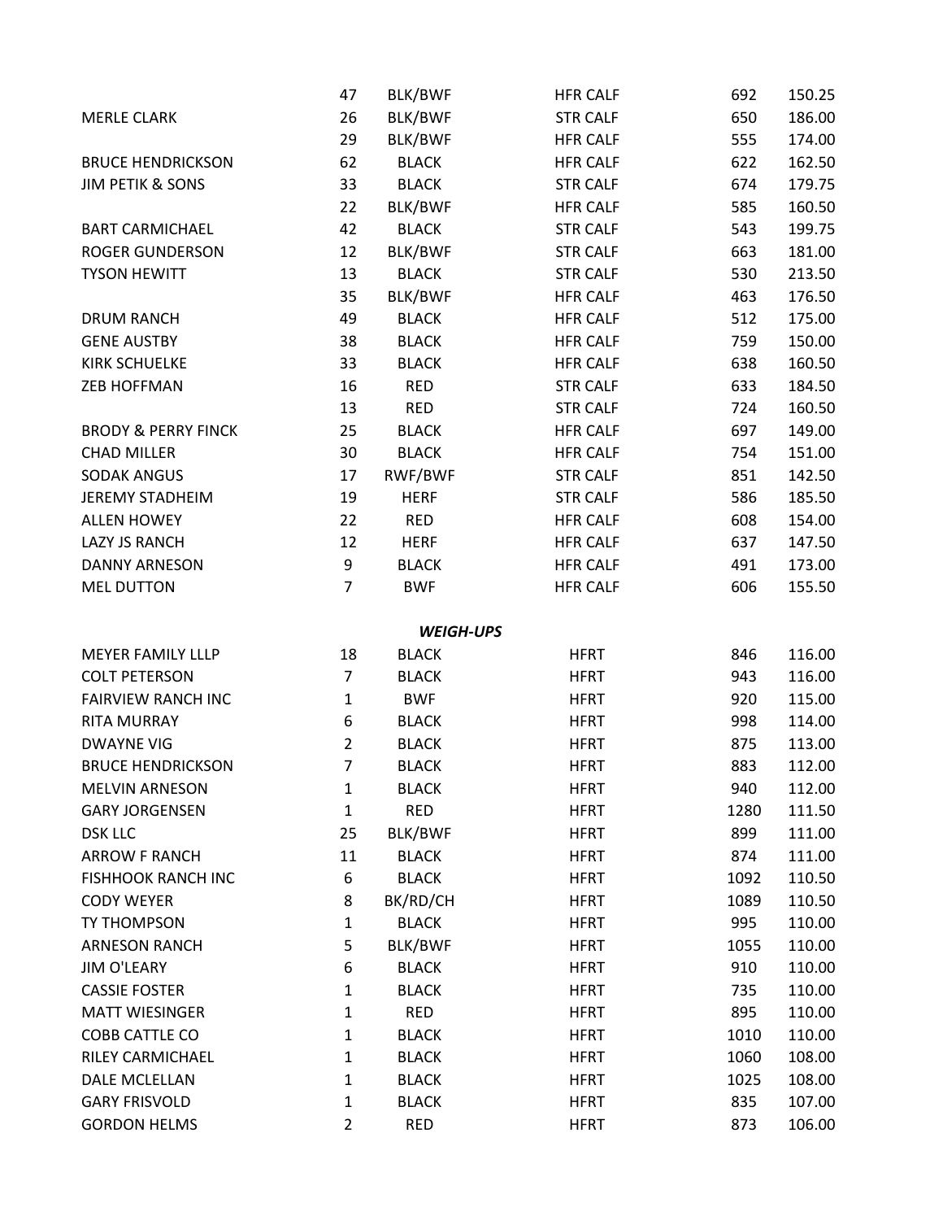| | | | | | |
|---|---|---|---|---|---|
| | 47 | BLK/BWF | HFR CALF | 692 | 150.25 |
| MERLE CLARK | 26 | BLK/BWF | STR CALF | 650 | 186.00 |
| | 29 | BLK/BWF | HFR CALF | 555 | 174.00 |
| BRUCE HENDRICKSON | 62 | BLACK | HFR CALF | 622 | 162.50 |
| JIM PETIK & SONS | 33 | BLACK | STR CALF | 674 | 179.75 |
| | 22 | BLK/BWF | HFR CALF | 585 | 160.50 |
| BART CARMICHAEL | 42 | BLACK | STR CALF | 543 | 199.75 |
| ROGER GUNDERSON | 12 | BLK/BWF | STR CALF | 663 | 181.00 |
| TYSON HEWITT | 13 | BLACK | STR CALF | 530 | 213.50 |
| | 35 | BLK/BWF | HFR CALF | 463 | 176.50 |
| DRUM RANCH | 49 | BLACK | HFR CALF | 512 | 175.00 |
| GENE AUSTBY | 38 | BLACK | HFR CALF | 759 | 150.00 |
| KIRK SCHUELKE | 33 | BLACK | HFR CALF | 638 | 160.50 |
| ZEB HOFFMAN | 16 | RED | STR CALF | 633 | 184.50 |
| | 13 | RED | STR CALF | 724 | 160.50 |
| BRODY & PERRY FINCK | 25 | BLACK | HFR CALF | 697 | 149.00 |
| CHAD MILLER | 30 | BLACK | HFR CALF | 754 | 151.00 |
| SODAK ANGUS | 17 | RWF/BWF | STR CALF | 851 | 142.50 |
| JEREMY STADHEIM | 19 | HERF | STR CALF | 586 | 185.50 |
| ALLEN HOWEY | 22 | RED | HFR CALF | 608 | 154.00 |
| LAZY JS RANCH | 12 | HERF | HFR CALF | 637 | 147.50 |
| DANNY ARNESON | 9 | BLACK | HFR CALF | 491 | 173.00 |
| MEL DUTTON | 7 | BWF | HFR CALF | 606 | 155.50 |

***WEIGH-UPS***

| | | | | | |
|---|---|---|---|---|---|
| MEYER FAMILY LLLP | 18 | BLACK | HFRT | 846 | 116.00 |
| COLT PETERSON | 7 | BLACK | HFRT | 943 | 116.00 |
| FAIRVIEW RANCH INC | 1 | BWF | HFRT | 920 | 115.00 |
| RITA MURRAY | 6 | BLACK | HFRT | 998 | 114.00 |
| DWAYNE VIG | 2 | BLACK | HFRT | 875 | 113.00 |
| BRUCE HENDRICKSON | 7 | BLACK | HFRT | 883 | 112.00 |
| MELVIN ARNESON | 1 | BLACK | HFRT | 940 | 112.00 |
| GARY JORGENSEN | 1 | RED | HFRT | 1280 | 111.50 |
| DSK LLC | 25 | BLK/BWF | HFRT | 899 | 111.00 |
| ARROW F RANCH | 11 | BLACK | HFRT | 874 | 111.00 |
| FISHHOOK RANCH INC | 6 | BLACK | HFRT | 1092 | 110.50 |
| CODY WEYER | 8 | BK/RD/CH | HFRT | 1089 | 110.50 |
| TY THOMPSON | 1 | BLACK | HFRT | 995 | 110.00 |
| ARNESON RANCH | 5 | BLK/BWF | HFRT | 1055 | 110.00 |
| JIM O'LEARY | 6 | BLACK | HFRT | 910 | 110.00 |
| CASSIE FOSTER | 1 | BLACK | HFRT | 735 | 110.00 |
| MATT WIESINGER | 1 | RED | HFRT | 895 | 110.00 |
| COBB CATTLE CO | 1 | BLACK | HFRT | 1010 | 110.00 |
| RILEY CARMICHAEL | 1 | BLACK | HFRT | 1060 | 108.00 |
| DALE MCLELLAN | 1 | BLACK | HFRT | 1025 | 108.00 |
| GARY FRISVOLD | 1 | BLACK | HFRT | 835 | 107.00 |
| GORDON HELMS | 2 | RED | HFRT | 873 | 106.00 |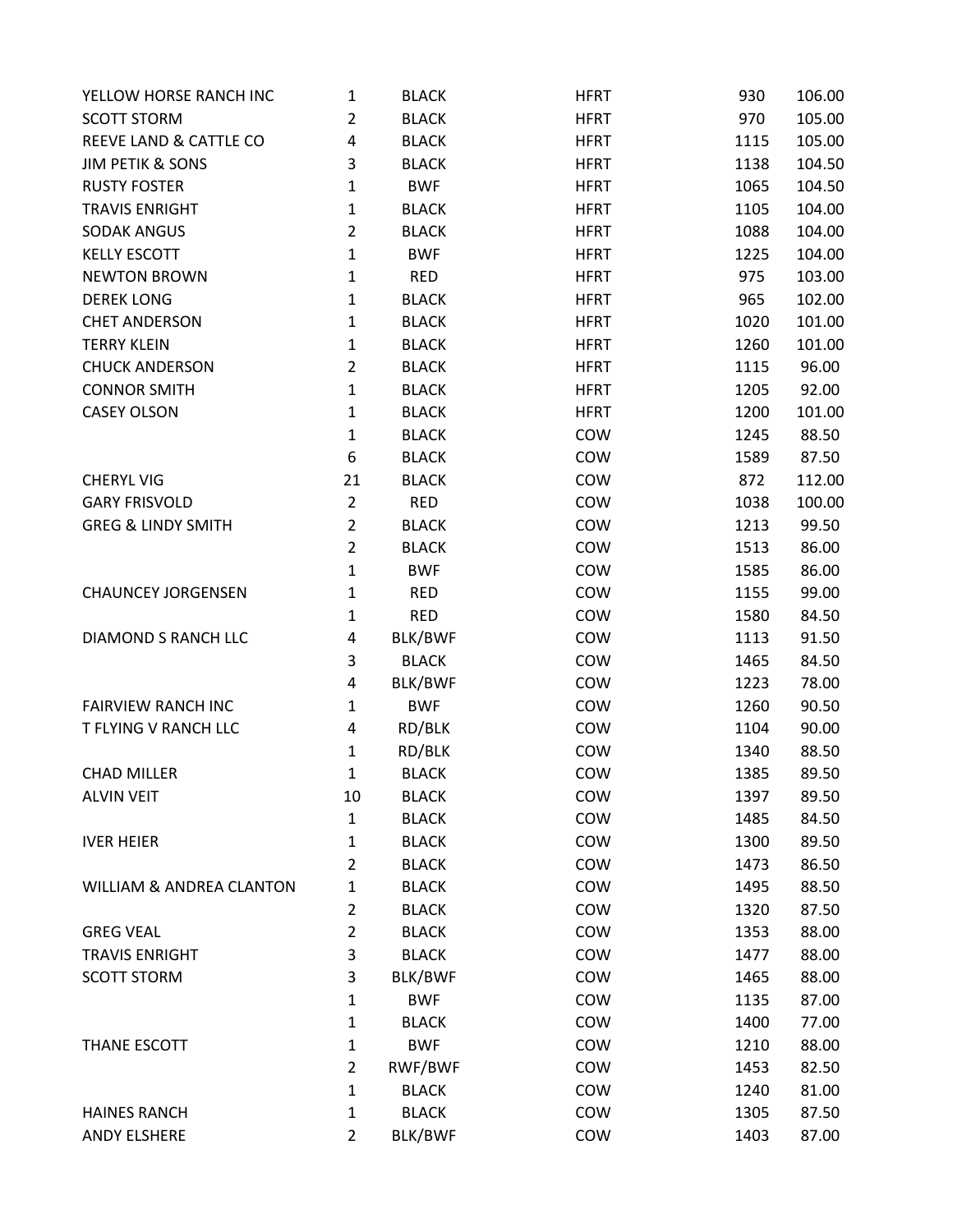| | | | | | |
|---|---|---|---|---|---|
| YELLOW HORSE RANCH INC | 1 | BLACK | HFRT | 930 | 106.00 |
| SCOTT STORM | 2 | BLACK | HFRT | 970 | 105.00 |
| REEVE LAND & CATTLE CO | 4 | BLACK | HFRT | 1115 | 105.00 |
| JIM PETIK & SONS | 3 | BLACK | HFRT | 1138 | 104.50 |
| RUSTY FOSTER | 1 | BWF | HFRT | 1065 | 104.50 |
| TRAVIS ENRIGHT | 1 | BLACK | HFRT | 1105 | 104.00 |
| SODAK ANGUS | 2 | BLACK | HFRT | 1088 | 104.00 |
| KELLY ESCOTT | 1 | BWF | HFRT | 1225 | 104.00 |
| NEWTON BROWN | 1 | RED | HFRT | 975 | 103.00 |
| DEREK LONG | 1 | BLACK | HFRT | 965 | 102.00 |
| CHET ANDERSON | 1 | BLACK | HFRT | 1020 | 101.00 |
| TERRY KLEIN | 1 | BLACK | HFRT | 1260 | 101.00 |
| CHUCK ANDERSON | 2 | BLACK | HFRT | 1115 | 96.00 |
| CONNOR SMITH | 1 | BLACK | HFRT | 1205 | 92.00 |
| CASEY OLSON | 1 | BLACK | HFRT | 1200 | 101.00 |
| | 1 | BLACK | COW | 1245 | 88.50 |
| | 6 | BLACK | COW | 1589 | 87.50 |
| CHERYL VIG | 21 | BLACK | COW | 872 | 112.00 |
| GARY FRISVOLD | 2 | RED | COW | 1038 | 100.00 |
| GREG & LINDY SMITH | 2 | BLACK | COW | 1213 | 99.50 |
| | 2 | BLACK | COW | 1513 | 86.00 |
| | 1 | BWF | COW | 1585 | 86.00 |
| CHAUNCEY JORGENSEN | 1 | RED | COW | 1155 | 99.00 |
| | 1 | RED | COW | 1580 | 84.50 |
| DIAMOND S RANCH LLC | 4 | BLK/BWF | COW | 1113 | 91.50 |
| | 3 | BLACK | COW | 1465 | 84.50 |
| | 4 | BLK/BWF | COW | 1223 | 78.00 |
| FAIRVIEW RANCH INC | 1 | BWF | COW | 1260 | 90.50 |
| T FLYING V RANCH LLC | 4 | RD/BLK | COW | 1104 | 90.00 |
| | 1 | RD/BLK | COW | 1340 | 88.50 |
| CHAD MILLER | 1 | BLACK | COW | 1385 | 89.50 |
| ALVIN VEIT | 10 | BLACK | COW | 1397 | 89.50 |
| | 1 | BLACK | COW | 1485 | 84.50 |
| IVER HEIER | 1 | BLACK | COW | 1300 | 89.50 |
| | 2 | BLACK | COW | 1473 | 86.50 |
| WILLIAM & ANDREA CLANTON | 1 | BLACK | COW | 1495 | 88.50 |
| | 2 | BLACK | COW | 1320 | 87.50 |
| GREG VEAL | 2 | BLACK | COW | 1353 | 88.00 |
| TRAVIS ENRIGHT | 3 | BLACK | COW | 1477 | 88.00 |
| SCOTT STORM | 3 | BLK/BWF | COW | 1465 | 88.00 |
| | 1 | BWF | COW | 1135 | 87.00 |
| | 1 | BLACK | COW | 1400 | 77.00 |
| THANE ESCOTT | 1 | BWF | COW | 1210 | 88.00 |
| | 2 | RWF/BWF | COW | 1453 | 82.50 |
| | 1 | BLACK | COW | 1240 | 81.00 |
| HAINES RANCH | 1 | BLACK | COW | 1305 | 87.50 |
| ANDY ELSHERE | 2 | BLK/BWF | COW | 1403 | 87.00 |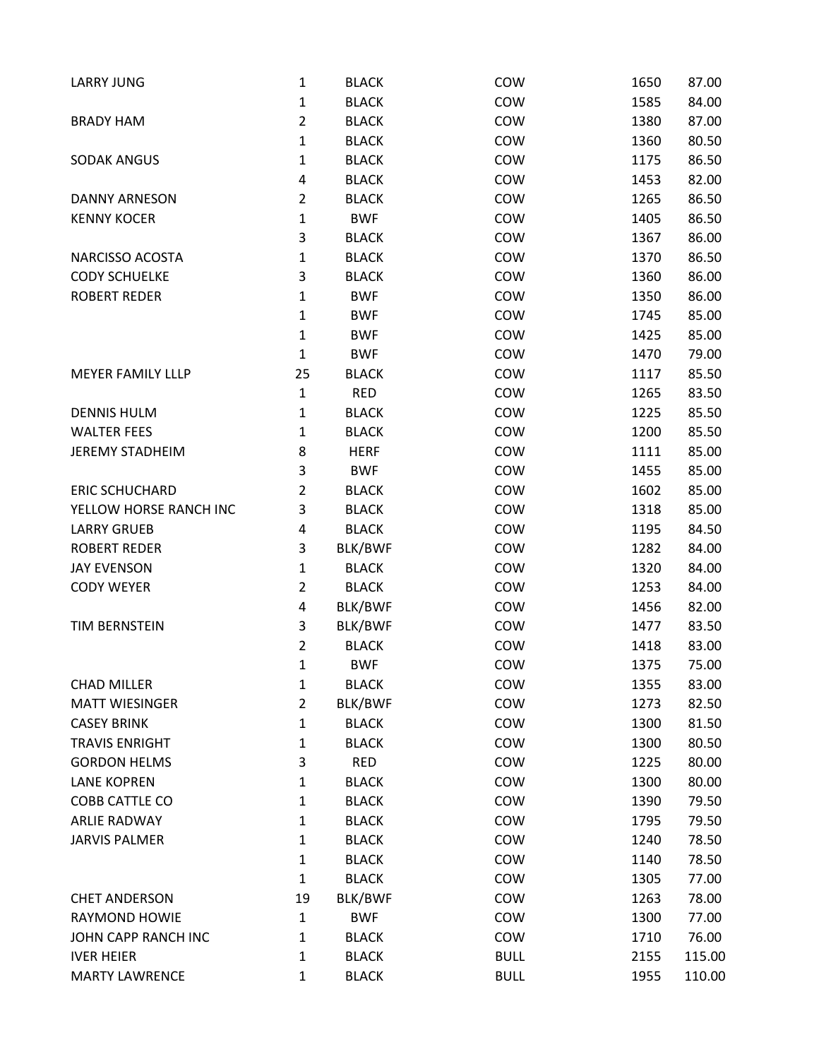| | | | | | |
|---|---|---|---|---|---|
| LARRY JUNG | 1 | BLACK | COW | 1650 | 87.00 |
| | 1 | BLACK | COW | 1585 | 84.00 |
| BRADY HAM | 2 | BLACK | COW | 1380 | 87.00 |
| | 1 | BLACK | COW | 1360 | 80.50 |
| SODAK ANGUS | 1 | BLACK | COW | 1175 | 86.50 |
| | 4 | BLACK | COW | 1453 | 82.00 |
| DANNY ARNESON | 2 | BLACK | COW | 1265 | 86.50 |
| KENNY KOCER | 1 | BWF | COW | 1405 | 86.50 |
| | 3 | BLACK | COW | 1367 | 86.00 |
| NARCISSO ACOSTA | 1 | BLACK | COW | 1370 | 86.50 |
| CODY SCHUELKE | 3 | BLACK | COW | 1360 | 86.00 |
| ROBERT REDER | 1 | BWF | COW | 1350 | 86.00 |
| | 1 | BWF | COW | 1745 | 85.00 |
| | 1 | BWF | COW | 1425 | 85.00 |
| | 1 | BWF | COW | 1470 | 79.00 |
| MEYER FAMILY LLLP | 25 | BLACK | COW | 1117 | 85.50 |
| | 1 | RED | COW | 1265 | 83.50 |
| DENNIS HULM | 1 | BLACK | COW | 1225 | 85.50 |
| WALTER FEES | 1 | BLACK | COW | 1200 | 85.50 |
| JEREMY STADHEIM | 8 | HERF | COW | 1111 | 85.00 |
| | 3 | BWF | COW | 1455 | 85.00 |
| ERIC SCHUCHARD | 2 | BLACK | COW | 1602 | 85.00 |
| YELLOW HORSE RANCH INC | 3 | BLACK | COW | 1318 | 85.00 |
| LARRY GRUEB | 4 | BLACK | COW | 1195 | 84.50 |
| ROBERT REDER | 3 | BLK/BWF | COW | 1282 | 84.00 |
| JAY EVENSON | 1 | BLACK | COW | 1320 | 84.00 |
| CODY WEYER | 2 | BLACK | COW | 1253 | 84.00 |
| | 4 | BLK/BWF | COW | 1456 | 82.00 |
| TIM BERNSTEIN | 3 | BLK/BWF | COW | 1477 | 83.50 |
| | 2 | BLACK | COW | 1418 | 83.00 |
| | 1 | BWF | COW | 1375 | 75.00 |
| CHAD MILLER | 1 | BLACK | COW | 1355 | 83.00 |
| MATT WIESINGER | 2 | BLK/BWF | COW | 1273 | 82.50 |
| CASEY BRINK | 1 | BLACK | COW | 1300 | 81.50 |
| TRAVIS ENRIGHT | 1 | BLACK | COW | 1300 | 80.50 |
| GORDON HELMS | 3 | RED | COW | 1225 | 80.00 |
| LANE KOPREN | 1 | BLACK | COW | 1300 | 80.00 |
| COBB CATTLE CO | 1 | BLACK | COW | 1390 | 79.50 |
| ARLIE RADWAY | 1 | BLACK | COW | 1795 | 79.50 |
| JARVIS PALMER | 1 | BLACK | COW | 1240 | 78.50 |
| | 1 | BLACK | COW | 1140 | 78.50 |
| | 1 | BLACK | COW | 1305 | 77.00 |
| CHET ANDERSON | 19 | BLK/BWF | COW | 1263 | 78.00 |
| RAYMOND HOWIE | 1 | BWF | COW | 1300 | 77.00 |
| JOHN CAPP RANCH INC | 1 | BLACK | COW | 1710 | 76.00 |
| IVER HEIER | 1 | BLACK | BULL | 2155 | 115.00 |
| MARTY LAWRENCE | 1 | BLACK | BULL | 1955 | 110.00 |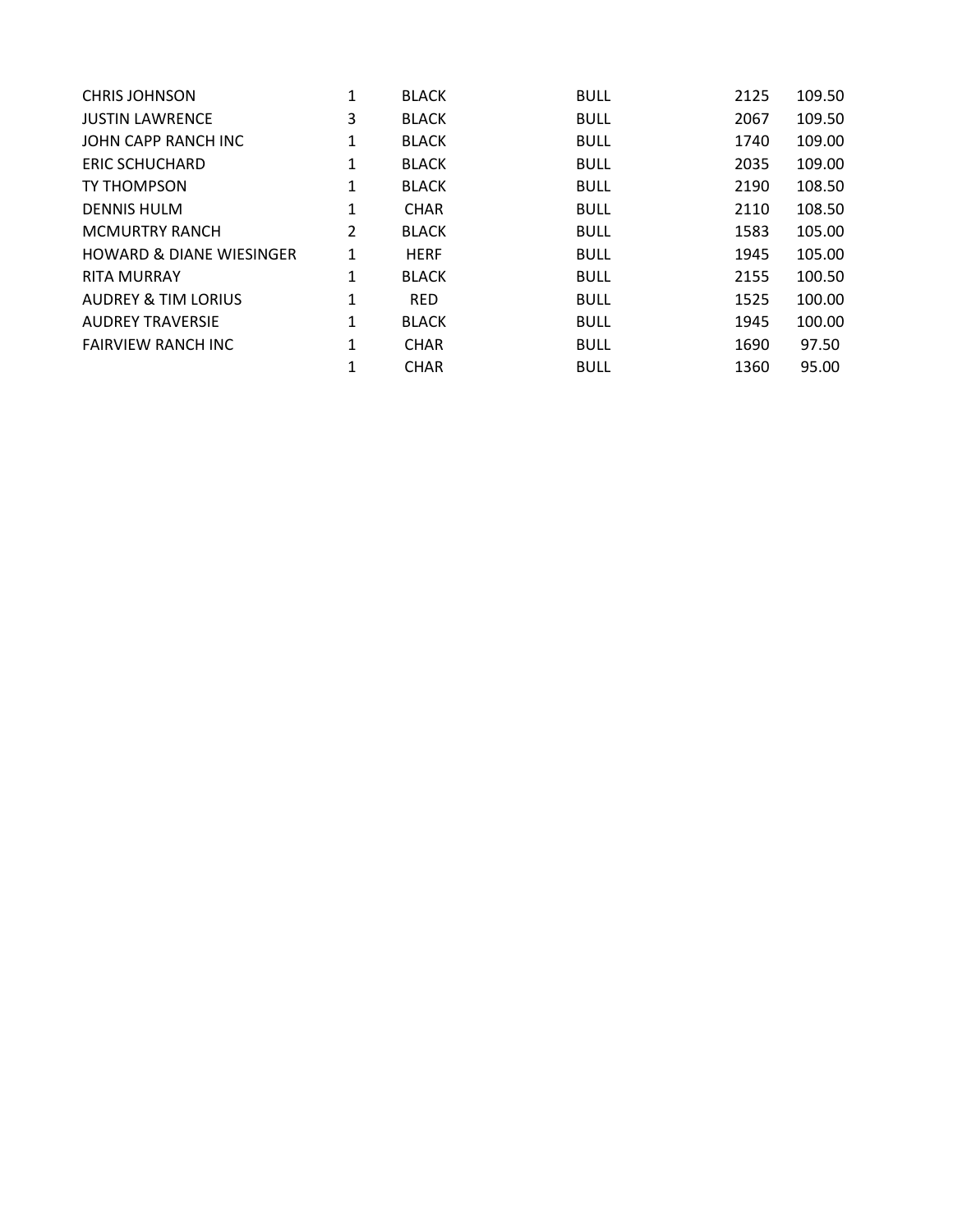| | | | | | |
|---|---|---|---|---|---|
| CHRIS JOHNSON | 1 | BLACK | BULL | 2125 | 109.50 |
| JUSTIN LAWRENCE | 3 | BLACK | BULL | 2067 | 109.50 |
| JOHN CAPP RANCH INC | 1 | BLACK | BULL | 1740 | 109.00 |
| ERIC SCHUCHARD | 1 | BLACK | BULL | 2035 | 109.00 |
| TY THOMPSON | 1 | BLACK | BULL | 2190 | 108.50 |
| DENNIS HULM | 1 | CHAR | BULL | 2110 | 108.50 |
| MCMURTRY RANCH | 2 | BLACK | BULL | 1583 | 105.00 |
| HOWARD & DIANE WIESINGER | 1 | HERF | BULL | 1945 | 105.00 |
| RITA MURRAY | 1 | BLACK | BULL | 2155 | 100.50 |
| AUDREY & TIM LORIUS | 1 | RED | BULL | 1525 | 100.00 |
| AUDREY TRAVERSIE | 1 | BLACK | BULL | 1945 | 100.00 |
| FAIRVIEW RANCH INC | 1 | CHAR | BULL | 1690 | 97.50 |
| | 1 | CHAR | BULL | 1360 | 95.00 |